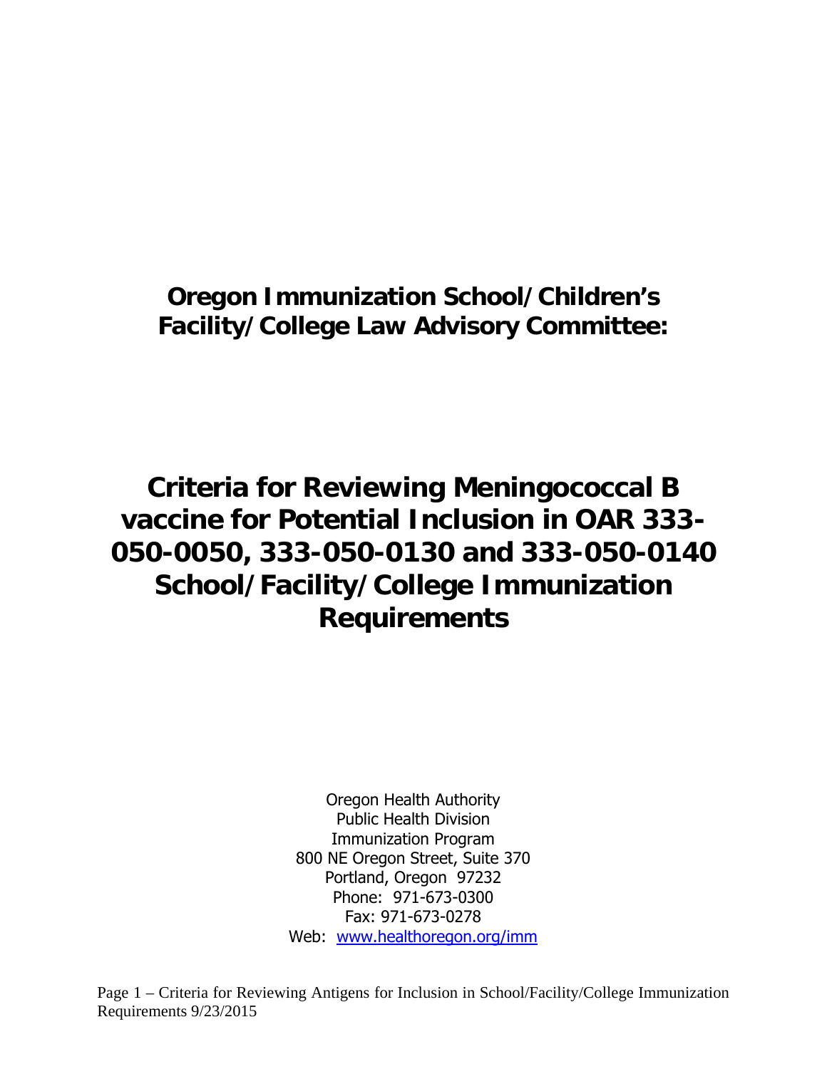# Oregon Immunization School/Children's Facility/College Law Advisory Committee:

# Criteria for Reviewing Meningococcal B vaccine for Potential Inclusion in OAR 333-050-0050, 333-050-0130 and 333-050-0140 School/Facility/College Immunization Requirements

Oregon Health Authority
Public Health Division
Immunization Program
800 NE Oregon Street, Suite 370
Portland, Oregon 97232
Phone: 971-673-0300
Fax: 971-673-0278
Web: www.healthoregon.org/imm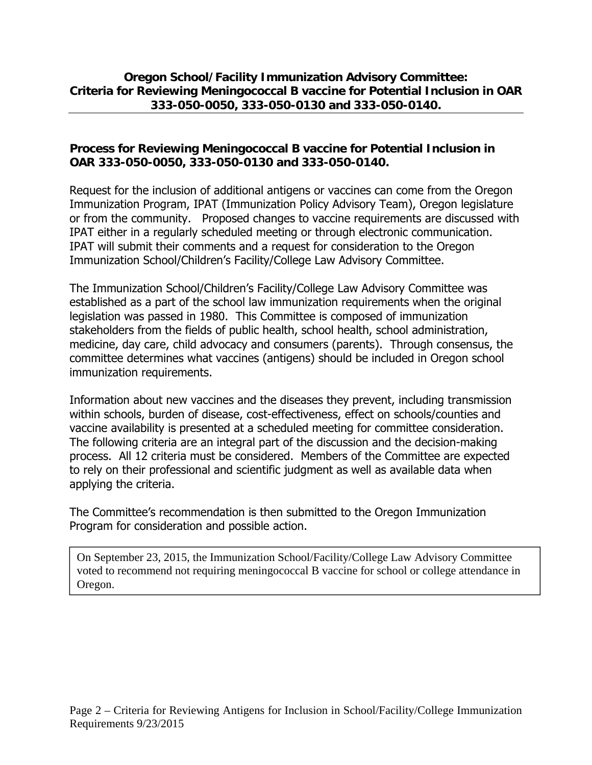## Oregon School/Facility Immunization Advisory Committee: Criteria for Reviewing Meningococcal B vaccine for Potential Inclusion in OAR 333-050-0050, 333-050-0130 and 333-050-0140.

### Process for Reviewing Meningococcal B vaccine for Potential Inclusion in OAR 333-050-0050, 333-050-0130 and 333-050-0140.

Request for the inclusion of additional antigens or vaccines can come from the Oregon Immunization Program, IPAT (Immunization Policy Advisory Team), Oregon legislature or from the community. Proposed changes to vaccine requirements are discussed with IPAT either in a regularly scheduled meeting or through electronic communication. IPAT will submit their comments and a request for consideration to the Oregon Immunization School/Children's Facility/College Law Advisory Committee.

The Immunization School/Children's Facility/College Law Advisory Committee was established as a part of the school law immunization requirements when the original legislation was passed in 1980. This Committee is composed of immunization stakeholders from the fields of public health, school health, school administration, medicine, day care, child advocacy and consumers (parents). Through consensus, the committee determines what vaccines (antigens) should be included in Oregon school immunization requirements.

Information about new vaccines and the diseases they prevent, including transmission within schools, burden of disease, cost-effectiveness, effect on schools/counties and vaccine availability is presented at a scheduled meeting for committee consideration. The following criteria are an integral part of the discussion and the decision-making process. All 12 criteria must be considered. Members of the Committee are expected to rely on their professional and scientific judgment as well as available data when applying the criteria.

The Committee's recommendation is then submitted to the Oregon Immunization Program for consideration and possible action.

> On September 23, 2015, the Immunization School/Facility/College Law Advisory Committee voted to recommend not requiring meningococcal B vaccine for school or college attendance in Oregon.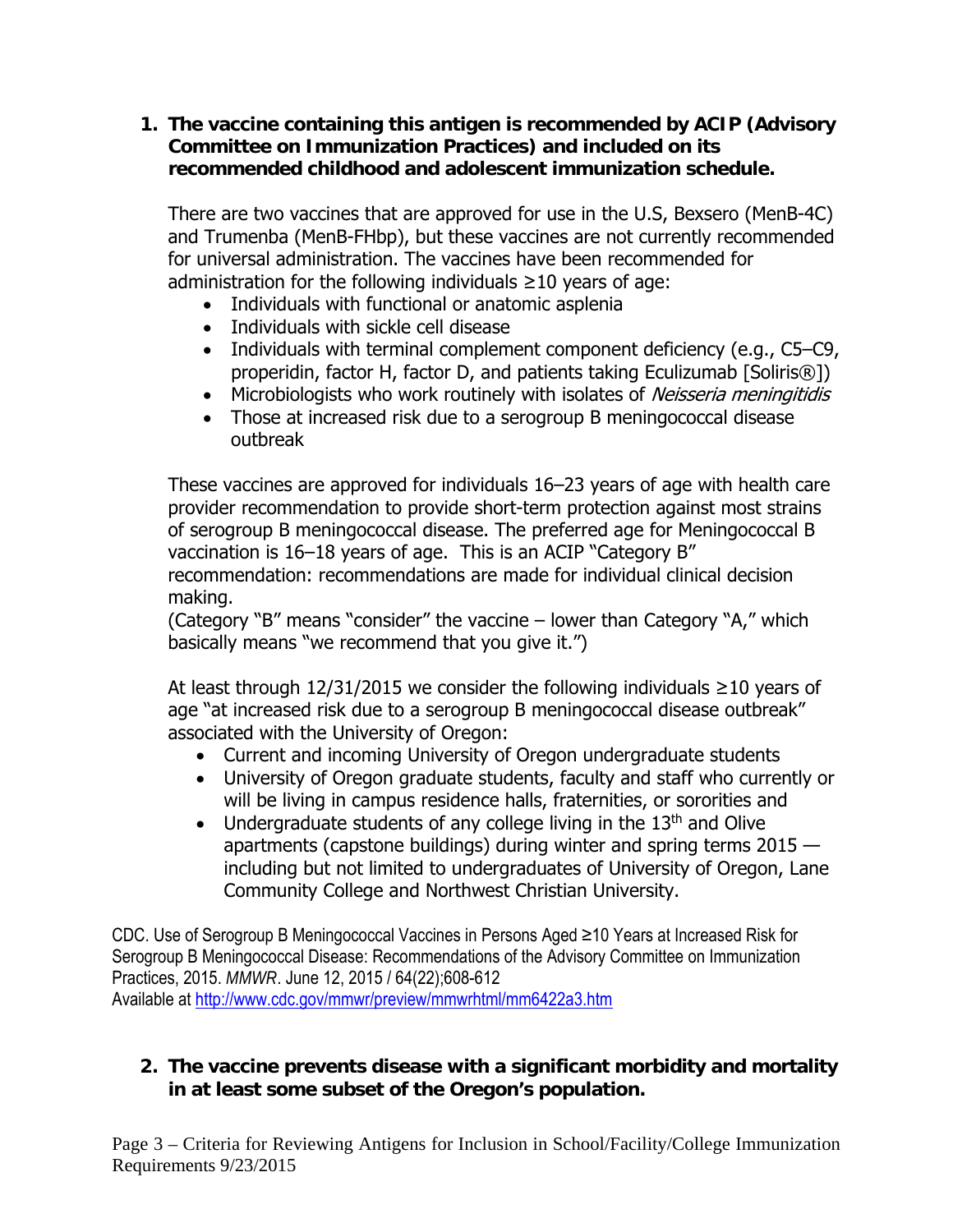1. **The vaccine containing this antigen is recommended by ACIP (Advisory Committee on Immunization Practices) and included on its recommended childhood and adolescent immunization schedule.**

   There are two vaccines that are approved for use in the U.S, Bexsero (MenB-4C) and Trumenba (MenB-FHbp), but these vaccines are not currently recommended for universal administration. The vaccines have been recommended for administration for the following individuals ≥10 years of age:

   - Individuals with functional or anatomic asplenia
   - Individuals with sickle cell disease
   - Individuals with terminal complement component deficiency (e.g., C5–C9, properidin, factor H, factor D, and patients taking Eculizumab [Soliris®])
   - Microbiologists who work routinely with isolates of *Neisseria meningitidis*
   - Those at increased risk due to a serogroup B meningococcal disease outbreak

   These vaccines are approved for individuals 16–23 years of age with health care provider recommendation to provide short-term protection against most strains of serogroup B meningococcal disease. The preferred age for Meningococcal B vaccination is 16–18 years of age. This is an ACIP "Category B" recommendation: recommendations are made for individual clinical decision making.
   (Category "B" means "consider" the vaccine – lower than Category "A," which basically means "we recommend that you give it.")

   At least through 12/31/2015 we consider the following individuals ≥10 years of age "at increased risk due to a serogroup B meningococcal disease outbreak" associated with the University of Oregon:

   - Current and incoming University of Oregon undergraduate students
   - University of Oregon graduate students, faculty and staff who currently or will be living in campus residence halls, fraternities, or sororities and
   - Undergraduate students of any college living in the 13th and Olive apartments (capstone buildings) during winter and spring terms 2015 — including but not limited to undergraduates of University of Oregon, Lane Community College and Northwest Christian University.

CDC. Use of Serogroup B Meningococcal Vaccines in Persons Aged ≥10 Years at Increased Risk for Serogroup B Meningococcal Disease: Recommendations of the Advisory Committee on Immunization Practices, 2015. *MMWR*. June 12, 2015 / 64(22);608-612
Available at http://www.cdc.gov/mmwr/preview/mmwrhtml/mm6422a3.htm

2. **The vaccine prevents disease with a significant morbidity and mortality in at least some subset of the Oregon's population.**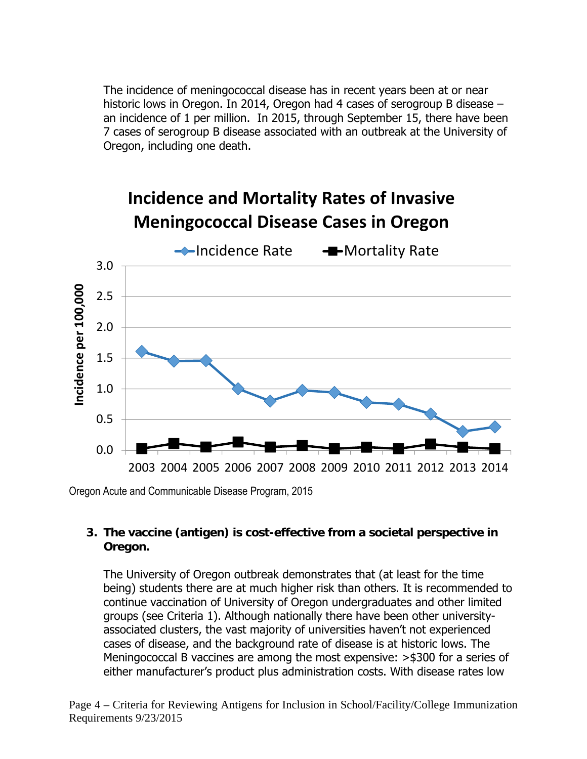The incidence of meningococcal disease has in recent years been at or near historic lows in Oregon. In 2014, Oregon had 4 cases of serogroup B disease – an incidence of 1 per million. In 2015, through September 15, there have been 7 cases of serogroup B disease associated with an outbreak at the University of Oregon, including one death.

**Incidence and Mortality Rates of Invasive Meningococcal Disease Cases in Oregon**

Oregon Acute and Communicable Disease Program, 2015

**3. The vaccine (antigen) is cost-effective from a societal perspective in Oregon.**

The University of Oregon outbreak demonstrates that (at least for the time being) students there are at much higher risk than others. It is recommended to continue vaccination of University of Oregon undergraduates and other limited groups (see Criteria 1). Although nationally there have been other university-associated clusters, the vast majority of universities haven't not experienced cases of disease, and the background rate of disease is at historic lows. The Meningococcal B vaccines are among the most expensive: >$300 for a series of either manufacturer's product plus administration costs. With disease rates low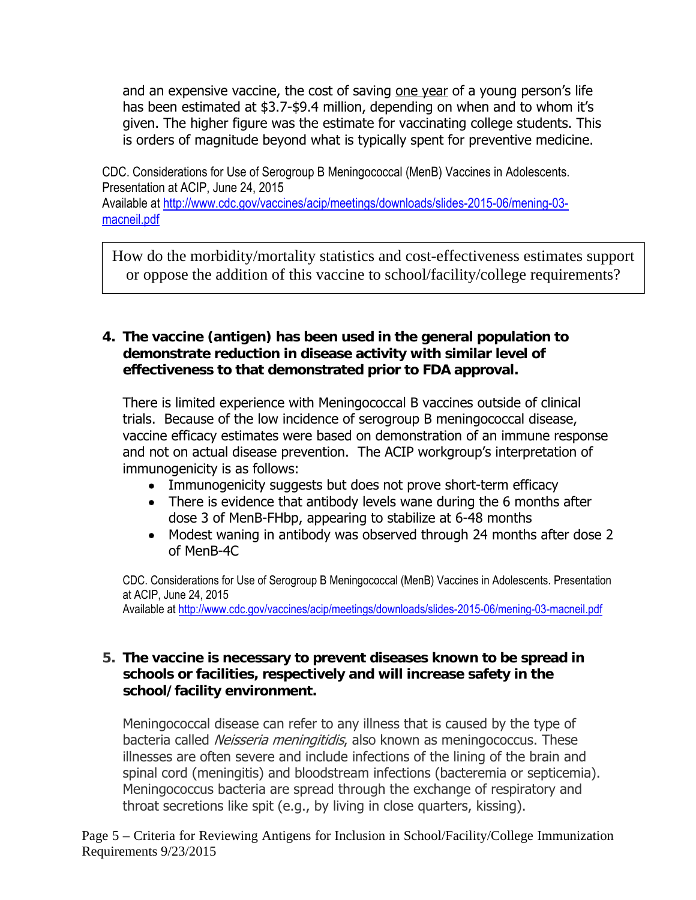and an expensive vaccine, the cost of saving <u>one year</u> of a young person's life has been estimated at $3.7-$9.4 million, depending on when and to whom it's given. The higher figure was the estimate for vaccinating college students. This is orders of magnitude beyond what is typically spent for preventive medicine.

CDC. Considerations for Use of Serogroup B Meningococcal (MenB) Vaccines in Adolescents. Presentation at ACIP, June 24, 2015
Available at [http://www.cdc.gov/vaccines/acip/meetings/downloads/slides-2015-06/mening-03-macneil.pdf](http://www.cdc.gov/vaccines/acip/meetings/downloads/slides-2015-06/mening-03-macneil.pdf)

> How do the morbidity/mortality statistics and cost-effectiveness estimates support or oppose the addition of this vaccine to school/facility/college requirements?

**4. The vaccine (antigen) has been used in the general population to demonstrate reduction in disease activity with similar level of effectiveness to that demonstrated prior to FDA approval.**

There is limited experience with Meningococcal B vaccines outside of clinical trials. Because of the low incidence of serogroup B meningococcal disease, vaccine efficacy estimates were based on demonstration of an immune response and not on actual disease prevention. The ACIP workgroup's interpretation of immunogenicity is as follows:

- Immunogenicity suggests but does not prove short-term efficacy
- There is evidence that antibody levels wane during the 6 months after dose 3 of MenB-FHbp, appearing to stabilize at 6-48 months
- Modest waning in antibody was observed through 24 months after dose 2 of MenB-4C

CDC. Considerations for Use of Serogroup B Meningococcal (MenB) Vaccines in Adolescents. Presentation at ACIP, June 24, 2015
Available at [http://www.cdc.gov/vaccines/acip/meetings/downloads/slides-2015-06/mening-03-macneil.pdf](http://www.cdc.gov/vaccines/acip/meetings/downloads/slides-2015-06/mening-03-macneil.pdf)

**5. The vaccine is necessary to prevent diseases known to be spread in schools or facilities, respectively and will increase safety in the school/facility environment.**

Meningococcal disease can refer to any illness that is caused by the type of bacteria called *Neisseria meningitidis*, also known as meningococcus. These illnesses are often severe and include infections of the lining of the brain and spinal cord (meningitis) and bloodstream infections (bacteremia or septicemia). Meningococcus bacteria are spread through the exchange of respiratory and throat secretions like spit (e.g., by living in close quarters, kissing).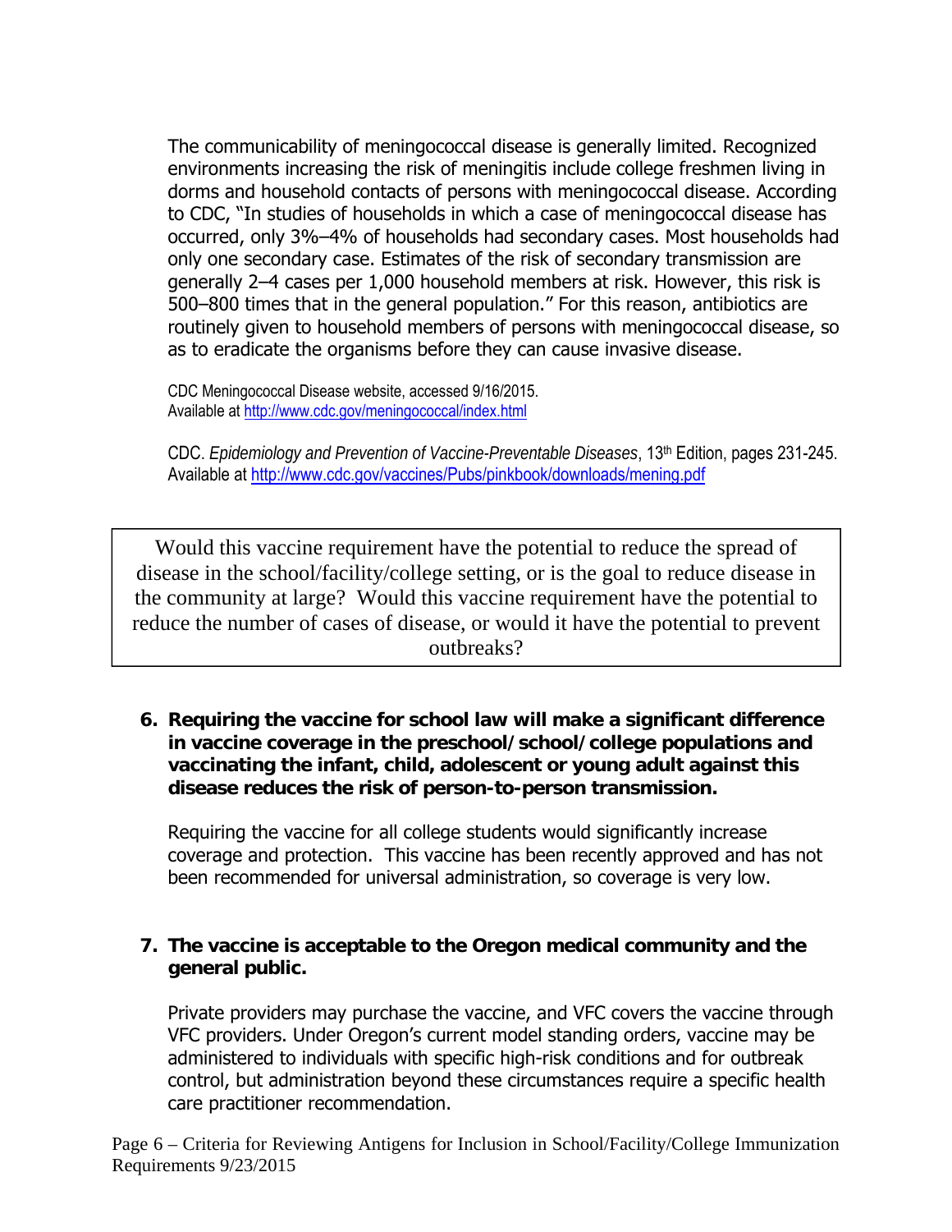The communicability of meningococcal disease is generally limited. Recognized environments increasing the risk of meningitis include college freshmen living in dorms and household contacts of persons with meningococcal disease. According to CDC, "In studies of households in which a case of meningococcal disease has occurred, only 3%–4% of households had secondary cases. Most households had only one secondary case. Estimates of the risk of secondary transmission are generally 2–4 cases per 1,000 household members at risk. However, this risk is 500–800 times that in the general population." For this reason, antibiotics are routinely given to household members of persons with meningococcal disease, so as to eradicate the organisms before they can cause invasive disease.

CDC Meningococcal Disease website, accessed 9/16/2015.
Available at http://www.cdc.gov/meningococcal/index.html

CDC. *Epidemiology and Prevention of Vaccine-Preventable Diseases*, 13th Edition, pages 231-245. Available at http://www.cdc.gov/vaccines/Pubs/pinkbook/downloads/mening.pdf

> Would this vaccine requirement have the potential to reduce the spread of disease in the school/facility/college setting, or is the goal to reduce disease in the community at large? Would this vaccine requirement have the potential to reduce the number of cases of disease, or would it have the potential to prevent outbreaks?

**6. Requiring the vaccine for school law will make a significant difference in vaccine coverage in the preschool/school/college populations and vaccinating the infant, child, adolescent or young adult against this disease reduces the risk of person-to-person transmission.**

Requiring the vaccine for all college students would significantly increase coverage and protection. This vaccine has been recently approved and has not been recommended for universal administration, so coverage is very low.

**7. The vaccine is acceptable to the Oregon medical community and the general public.**

Private providers may purchase the vaccine, and VFC covers the vaccine through VFC providers. Under Oregon's current model standing orders, vaccine may be administered to individuals with specific high-risk conditions and for outbreak control, but administration beyond these circumstances require a specific health care practitioner recommendation.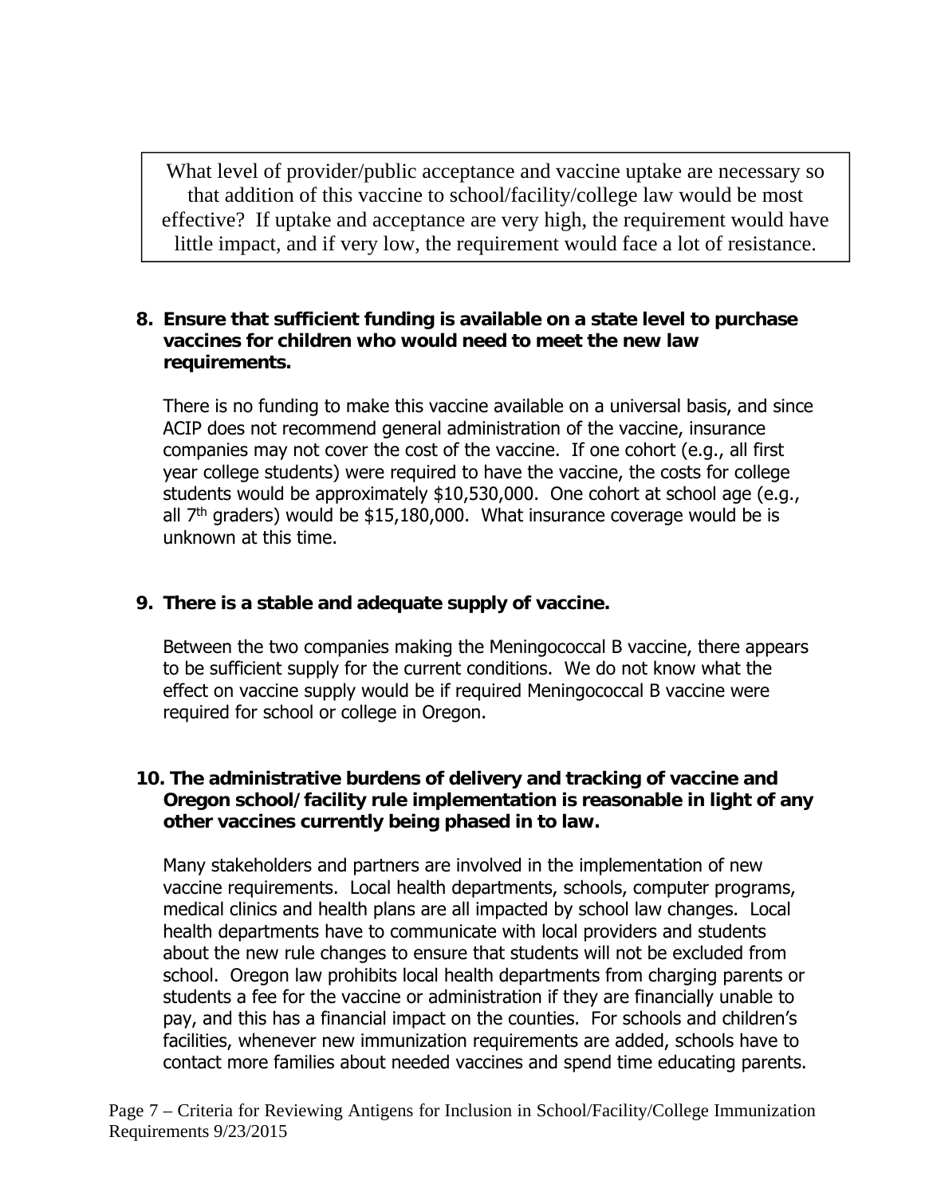What level of provider/public acceptance and vaccine uptake are necessary so that addition of this vaccine to school/facility/college law would be most effective? If uptake and acceptance are very high, the requirement would have little impact, and if very low, the requirement would face a lot of resistance.

**8. Ensure that sufficient funding is available on a state level to purchase vaccines for children who would need to meet the new law requirements.**

There is no funding to make this vaccine available on a universal basis, and since ACIP does not recommend general administration of the vaccine, insurance companies may not cover the cost of the vaccine. If one cohort (e.g., all first year college students) were required to have the vaccine, the costs for college students would be approximately $10,530,000. One cohort at school age (e.g., all 7th graders) would be $15,180,000. What insurance coverage would be is unknown at this time.

**9. There is a stable and adequate supply of vaccine.**

Between the two companies making the Meningococcal B vaccine, there appears to be sufficient supply for the current conditions. We do not know what the effect on vaccine supply would be if required Meningococcal B vaccine were required for school or college in Oregon.

**10. The administrative burdens of delivery and tracking of vaccine and Oregon school/facility rule implementation is reasonable in light of any other vaccines currently being phased in to law.**

Many stakeholders and partners are involved in the implementation of new vaccine requirements. Local health departments, schools, computer programs, medical clinics and health plans are all impacted by school law changes. Local health departments have to communicate with local providers and students about the new rule changes to ensure that students will not be excluded from school. Oregon law prohibits local health departments from charging parents or students a fee for the vaccine or administration if they are financially unable to pay, and this has a financial impact on the counties. For schools and children's facilities, whenever new immunization requirements are added, schools have to contact more families about needed vaccines and spend time educating parents.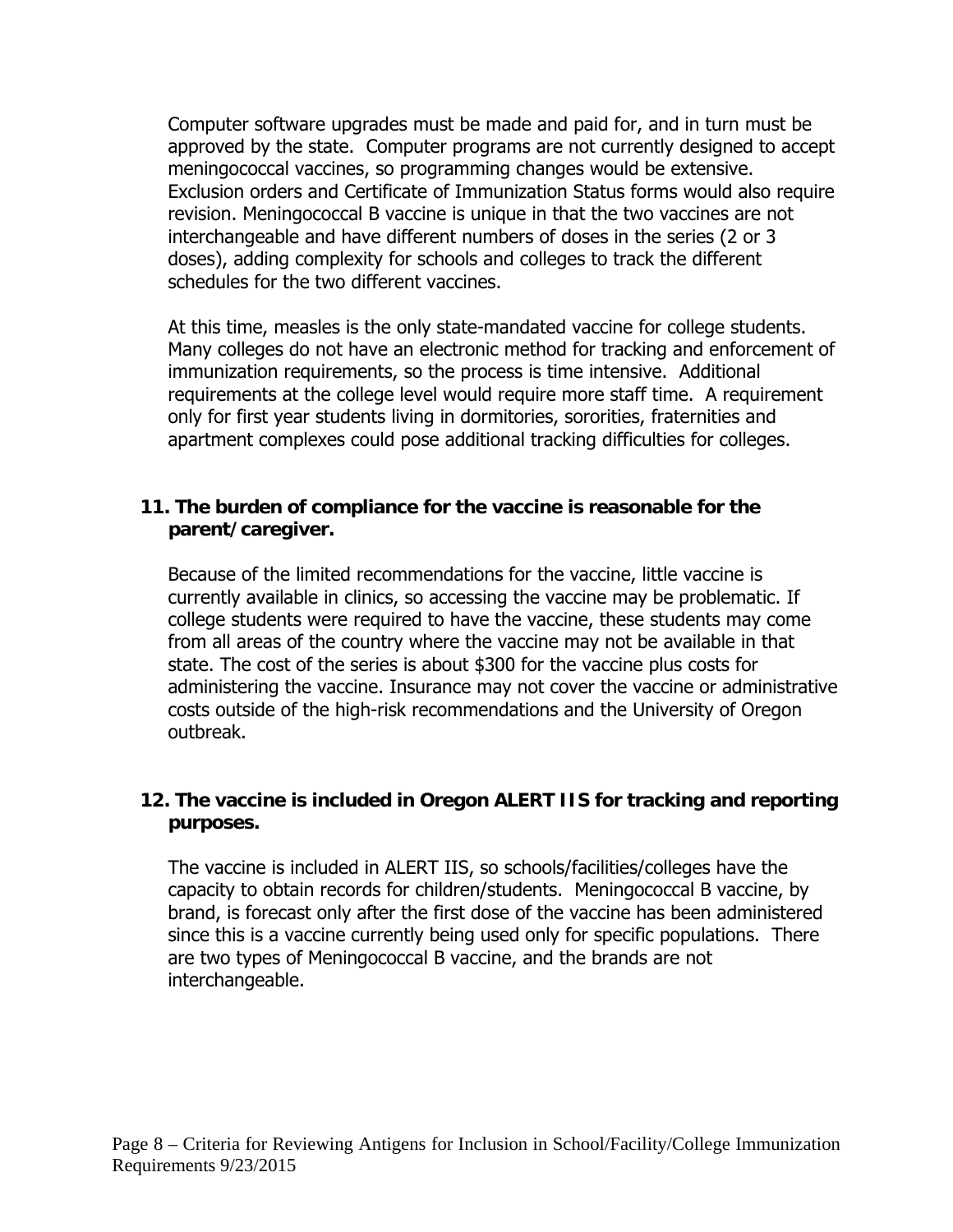Computer software upgrades must be made and paid for, and in turn must be approved by the state. Computer programs are not currently designed to accept meningococcal vaccines, so programming changes would be extensive. Exclusion orders and Certificate of Immunization Status forms would also require revision. Meningococcal B vaccine is unique in that the two vaccines are not interchangeable and have different numbers of doses in the series (2 or 3 doses), adding complexity for schools and colleges to track the different schedules for the two different vaccines.

At this time, measles is the only state-mandated vaccine for college students. Many colleges do not have an electronic method for tracking and enforcement of immunization requirements, so the process is time intensive. Additional requirements at the college level would require more staff time. A requirement only for first year students living in dormitories, sororities, fraternities and apartment complexes could pose additional tracking difficulties for colleges.

**11. The burden of compliance for the vaccine is reasonable for the parent/caregiver.**

Because of the limited recommendations for the vaccine, little vaccine is currently available in clinics, so accessing the vaccine may be problematic. If college students were required to have the vaccine, these students may come from all areas of the country where the vaccine may not be available in that state. The cost of the series is about $300 for the vaccine plus costs for administering the vaccine. Insurance may not cover the vaccine or administrative costs outside of the high-risk recommendations and the University of Oregon outbreak.

**12. The vaccine is included in Oregon ALERT IIS for tracking and reporting purposes.**

The vaccine is included in ALERT IIS, so schools/facilities/colleges have the capacity to obtain records for children/students. Meningococcal B vaccine, by brand, is forecast only after the first dose of the vaccine has been administered since this is a vaccine currently being used only for specific populations. There are two types of Meningococcal B vaccine, and the brands are not interchangeable.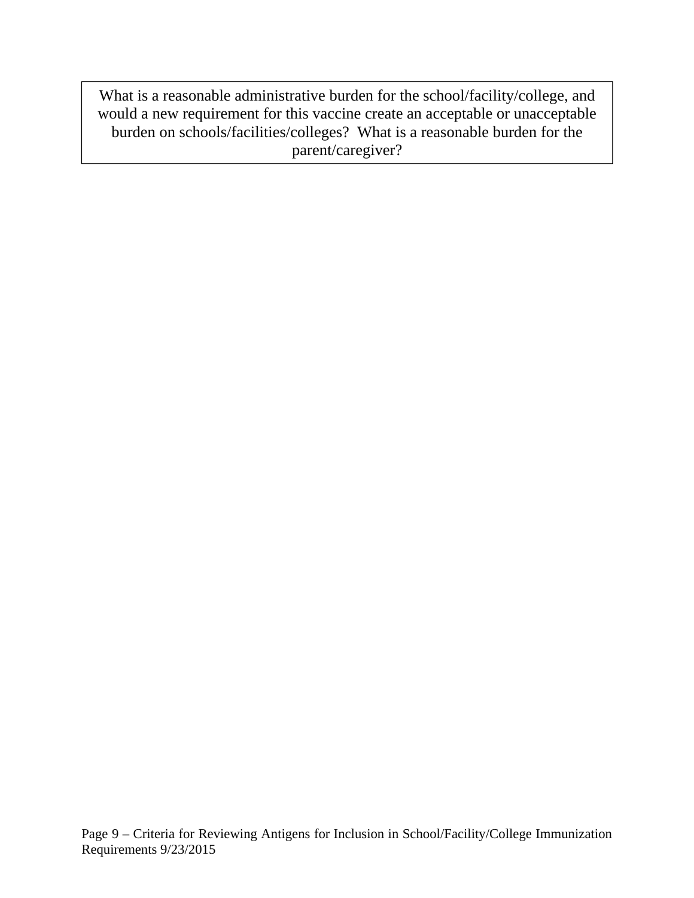What is a reasonable administrative burden for the school/facility/college, and would a new requirement for this vaccine create an acceptable or unacceptable burden on schools/facilities/colleges? What is a reasonable burden for the parent/caregiver?